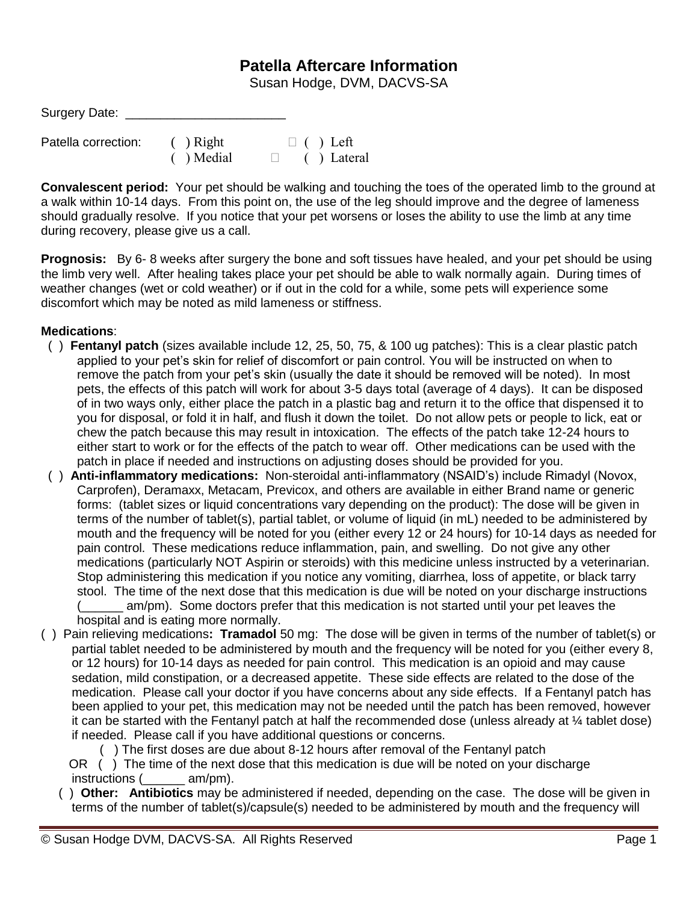# Patella Aftercare Information

Susan Hodge, DVM, DACVS-SA

Surgery Date: _______________________

Patella correction: ( ) Right  ( ) Left
( ) Medial  ( ) Lateral

**Convalescent period:** Your pet should be walking and touching the toes of the operated limb to the ground at a walk within 10-14 days. From this point on, the use of the leg should improve and the degree of lameness should gradually resolve. If you notice that your pet worsens or loses the ability to use the limb at any time during recovery, please give us a call.

**Prognosis:** By 6- 8 weeks after surgery the bone and soft tissues have healed, and your pet should be using the limb very well. After healing takes place your pet should be able to walk normally again. During times of weather changes (wet or cold weather) or if out in the cold for a while, some pets will experience some discomfort which may be noted as mild lameness or stiffness.

**Medications**:

( ) **Fentanyl patch** (sizes available include 12, 25, 50, 75, & 100 ug patches): This is a clear plastic patch applied to your pet's skin for relief of discomfort or pain control. You will be instructed on when to remove the patch from your pet's skin (usually the date it should be removed will be noted). In most pets, the effects of this patch will work for about 3-5 days total (average of 4 days). It can be disposed of in two ways only, either place the patch in a plastic bag and return it to the office that dispensed it to you for disposal, or fold it in half, and flush it down the toilet. Do not allow pets or people to lick, eat or chew the patch because this may result in intoxication. The effects of the patch take 12-24 hours to either start to work or for the effects of the patch to wear off. Other medications can be used with the patch in place if needed and instructions on adjusting doses should be provided for you.

( ) **Anti-inflammatory medications:** Non-steroidal anti-inflammatory (NSAID's) include Rimadyl (Novox, Carprofen), Deramaxx, Metacam, Previcox, and others are available in either Brand name or generic forms: (tablet sizes or liquid concentrations vary depending on the product): The dose will be given in terms of the number of tablet(s), partial tablet, or volume of liquid (in mL) needed to be administered by mouth and the frequency will be noted for you (either every 12 or 24 hours) for 10-14 days as needed for pain control. These medications reduce inflammation, pain, and swelling. Do not give any other medications (particularly NOT Aspirin or steroids) with this medicine unless instructed by a veterinarian. Stop administering this medication if you notice any vomiting, diarrhea, loss of appetite, or black tarry stool. The time of the next dose that this medication is due will be noted on your discharge instructions (______ am/pm). Some doctors prefer that this medication is not started until your pet leaves the hospital and is eating more normally.

( ) Pain relieving medications**: Tramadol** 50 mg: The dose will be given in terms of the number of tablet(s) or partial tablet needed to be administered by mouth and the frequency will be noted for you (either every 8, or 12 hours) for 10-14 days as needed for pain control. This medication is an opioid and may cause sedation, mild constipation, or a decreased appetite. These side effects are related to the dose of the medication. Please call your doctor if you have concerns about any side effects. If a Fentanyl patch has been applied to your pet, this medication may not be needed until the patch has been removed, however it can be started with the Fentanyl patch at half the recommended dose (unless already at ¼ tablet dose) if needed. Please call if you have additional questions or concerns.

( ) The first doses are due about 8-12 hours after removal of the Fentanyl patch

OR ( ) The time of the next dose that this medication is due will be noted on your discharge instructions (______ am/pm).

( ) **Other: Antibiotics** may be administered if needed, depending on the case. The dose will be given in terms of the number of tablet(s)/capsule(s) needed to be administered by mouth and the frequency will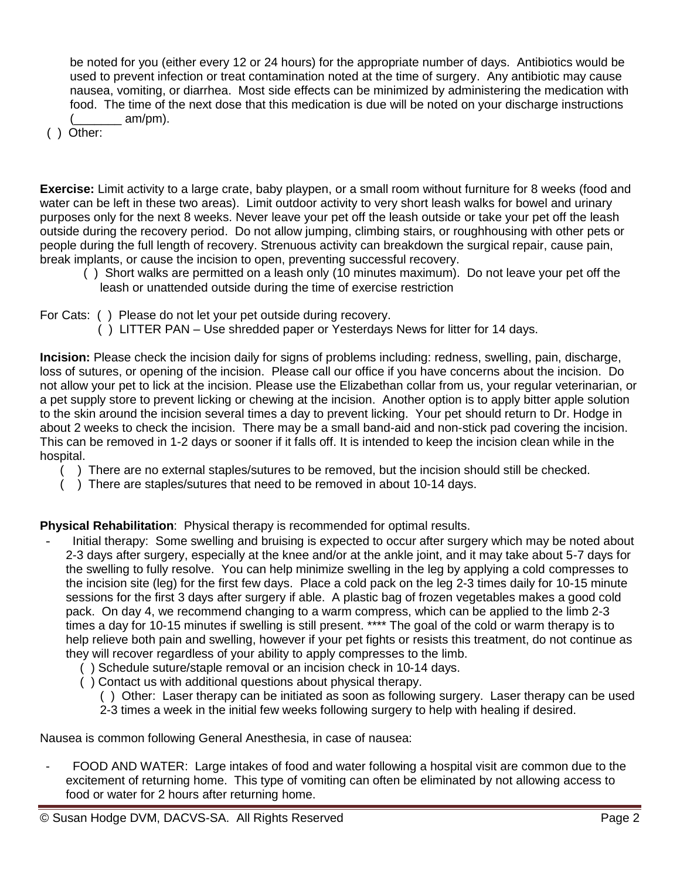be noted for you (either every 12 or 24 hours) for the appropriate number of days. Antibiotics would be used to prevent infection or treat contamination noted at the time of surgery. Any antibiotic may cause nausea, vomiting, or diarrhea. Most side effects can be minimized by administering the medication with food. The time of the next dose that this medication is due will be noted on your discharge instructions (_______ am/pm).

( ) Other:

**Exercise:** Limit activity to a large crate, baby playpen, or a small room without furniture for 8 weeks (food and water can be left in these two areas). Limit outdoor activity to very short leash walks for bowel and urinary purposes only for the next 8 weeks. Never leave your pet off the leash outside or take your pet off the leash outside during the recovery period. Do not allow jumping, climbing stairs, or roughhousing with other pets or people during the full length of recovery. Strenuous activity can breakdown the surgical repair, cause pain, break implants, or cause the incision to open, preventing successful recovery.

( ) Short walks are permitted on a leash only (10 minutes maximum). Do not leave your pet off the leash or unattended outside during the time of exercise restriction

For Cats: ( ) Please do not let your pet outside during recovery.

( ) LITTER PAN – Use shredded paper or Yesterdays News for litter for 14 days.

**Incision:** Please check the incision daily for signs of problems including: redness, swelling, pain, discharge, loss of sutures, or opening of the incision. Please call our office if you have concerns about the incision. Do not allow your pet to lick at the incision. Please use the Elizabethan collar from us, your regular veterinarian, or a pet supply store to prevent licking or chewing at the incision. Another option is to apply bitter apple solution to the skin around the incision several times a day to prevent licking. Your pet should return to Dr. Hodge in about 2 weeks to check the incision. There may be a small band-aid and non-stick pad covering the incision. This can be removed in 1-2 days or sooner if it falls off. It is intended to keep the incision clean while in the hospital.

( ) There are no external staples/sutures to be removed, but the incision should still be checked.

( ) There are staples/sutures that need to be removed in about 10-14 days.

**Physical Rehabilitation**: Physical therapy is recommended for optimal results.

- Initial therapy: Some swelling and bruising is expected to occur after surgery which may be noted about 2-3 days after surgery, especially at the knee and/or at the ankle joint, and it may take about 5-7 days for the swelling to fully resolve. You can help minimize swelling in the leg by applying a cold compresses to the incision site (leg) for the first few days. Place a cold pack on the leg 2-3 times daily for 10-15 minute sessions for the first 3 days after surgery if able. A plastic bag of frozen vegetables makes a good cold pack. On day 4, we recommend changing to a warm compress, which can be applied to the limb 2-3 times a day for 10-15 minutes if swelling is still present. **** The goal of the cold or warm therapy is to help relieve both pain and swelling, however if your pet fights or resists this treatment, do not continue as they will recover regardless of your ability to apply compresses to the limb.
  - ( ) Schedule suture/staple removal or an incision check in 10-14 days.
  - ( ) Contact us with additional questions about physical therapy.
  - ( ) Other: Laser therapy can be initiated as soon as following surgery. Laser therapy can be used 2-3 times a week in the initial few weeks following surgery to help with healing if desired.

Nausea is common following General Anesthesia, in case of nausea:

- FOOD AND WATER: Large intakes of food and water following a hospital visit are common due to the excitement of returning home. This type of vomiting can often be eliminated by not allowing access to food or water for 2 hours after returning home.

© Susan Hodge DVM, DACVS-SA. All Rights Reserved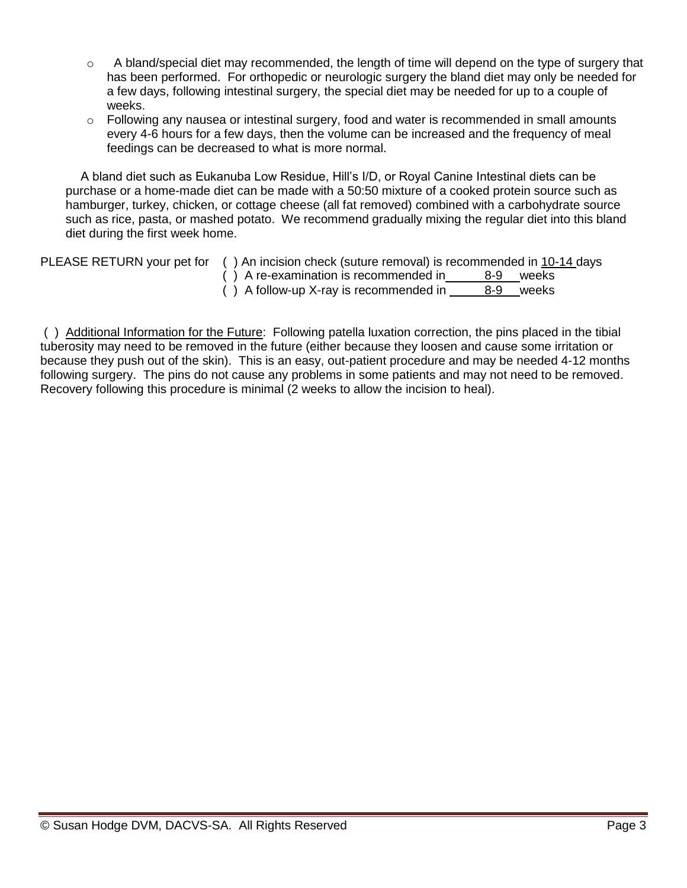- A bland/special diet may recommended, the length of time will depend on the type of surgery that has been performed. For orthopedic or neurologic surgery the bland diet may only be needed for a few days, following intestinal surgery, the special diet may be needed for up to a couple of weeks.
- Following any nausea or intestinal surgery, food and water is recommended in small amounts every 4-6 hours for a few days, then the volume can be increased and the frequency of meal feedings can be decreased to what is more normal.

A bland diet such as Eukanuba Low Residue, Hill's I/D, or Royal Canine Intestinal diets can be purchase or a home-made diet can be made with a 50:50 mixture of a cooked protein source such as hamburger, turkey, chicken, or cottage cheese (all fat removed) combined with a carbohydrate source such as rice, pasta, or mashed potato. We recommend gradually mixing the regular diet into this bland diet during the first week home.

PLEASE RETURN your pet for ( ) An incision check (suture removal) is recommended in 10-14 days
( ) A re-examination is recommended in 8-9 weeks
( ) A follow-up X-ray is recommended in 8-9 weeks

( ) Additional Information for the Future: Following patella luxation correction, the pins placed in the tibial tuberosity may need to be removed in the future (either because they loosen and cause some irritation or because they push out of the skin). This is an easy, out-patient procedure and may be needed 4-12 months following surgery. The pins do not cause any problems in some patients and may not need to be removed. Recovery following this procedure is minimal (2 weeks to allow the incision to heal).

© Susan Hodge DVM, DACVS-SA. All Rights Reserved